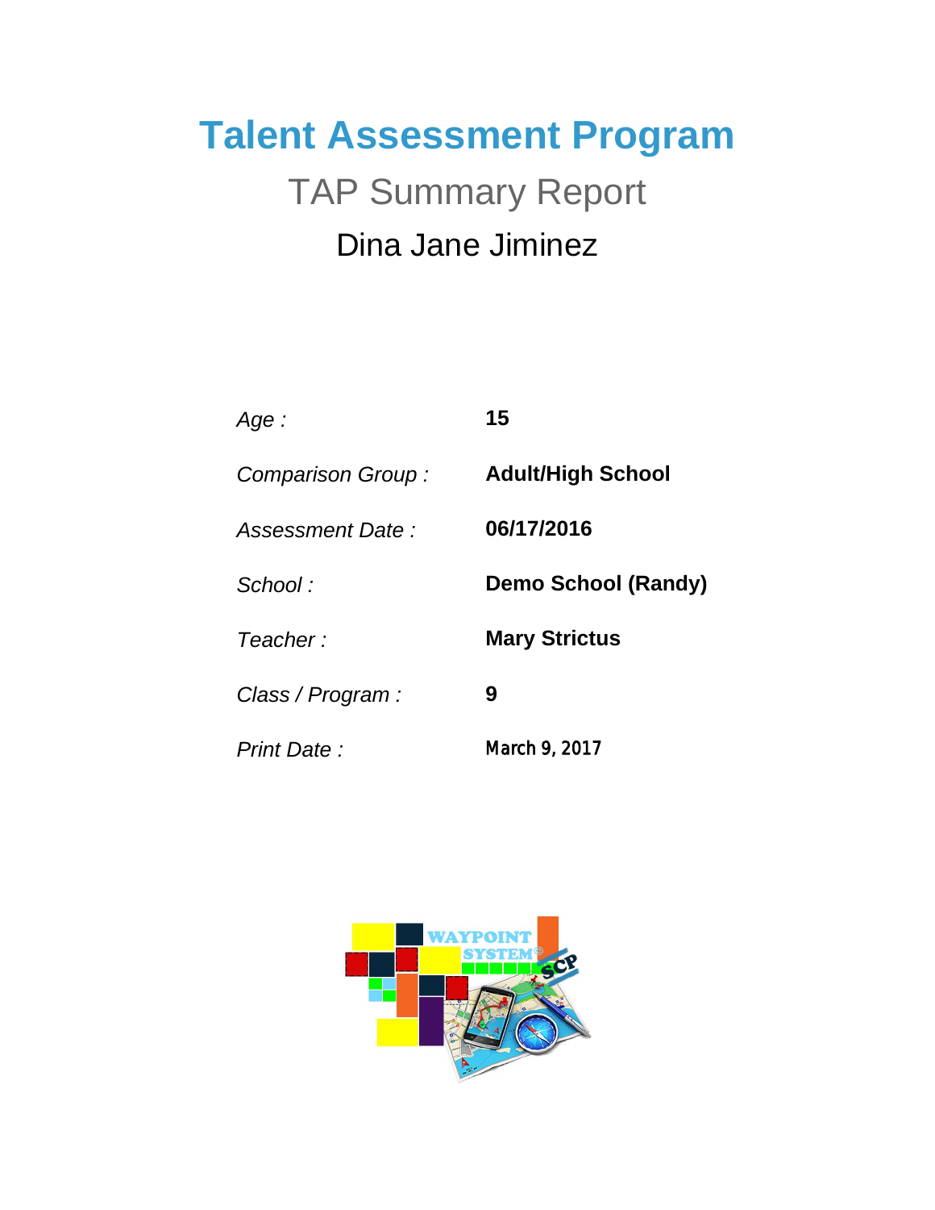# Talent Assessment Program

## TAP Summary Report

### Dina Jane Jiminez

| | |
|---|---|
| *Age :* | **15** |
| *Comparison Group :* | **Adult/High School** |
| *Assessment Date :* | **06/17/2016** |
| *School :* | **Demo School (Randy)** |
| *Teacher :* | **Mary Strictus** |
| *Class / Program :* | **9** |
| *Print Date :* | **March 9, 2017** |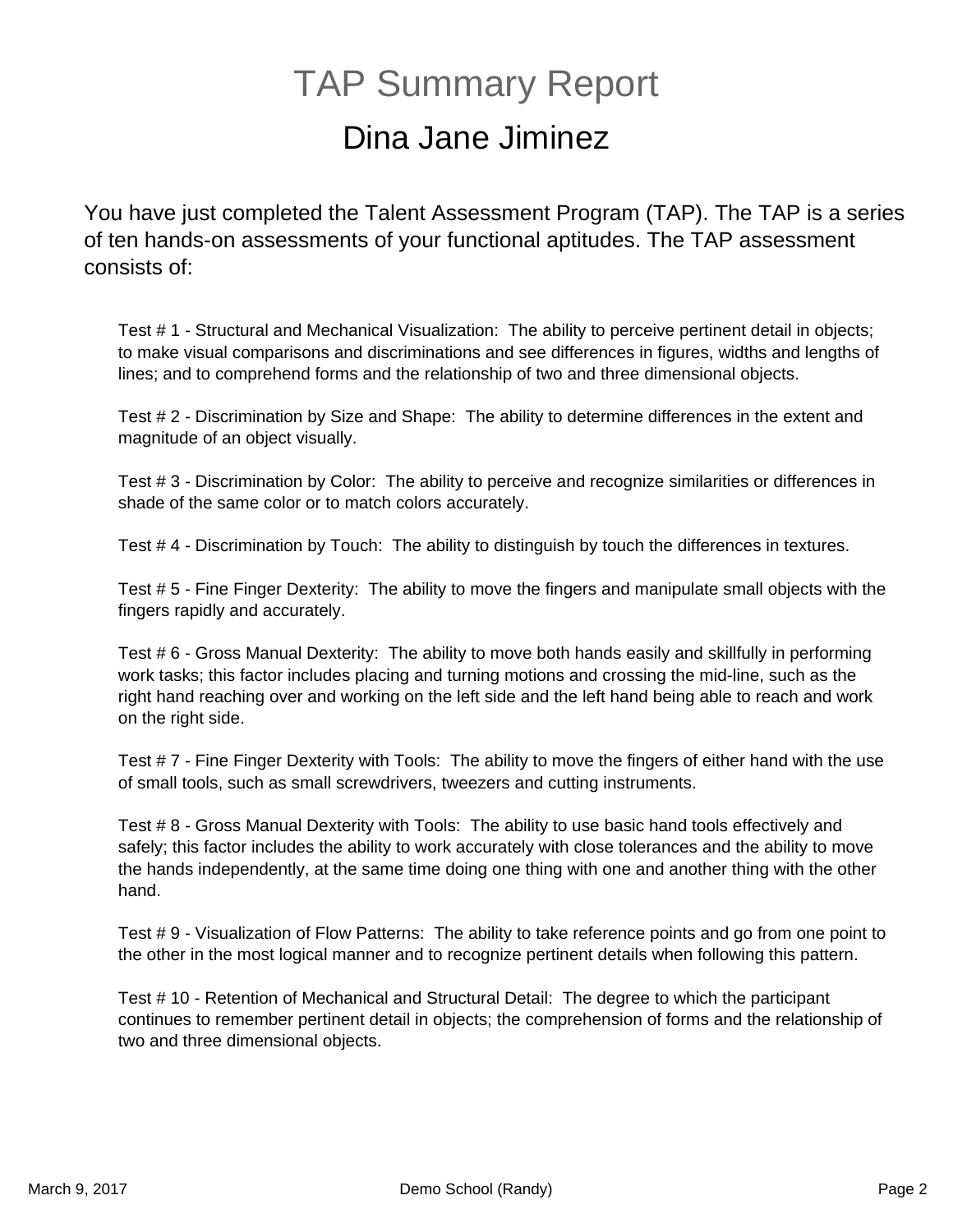# TAP Summary Report

## Dina Jane Jiminez

You have just completed the Talent Assessment Program (TAP). The TAP is a series of ten hands-on assessments of your functional aptitudes. The TAP assessment consists of:

Test # 1 - Structural and Mechanical Visualization: The ability to perceive pertinent detail in objects; to make visual comparisons and discriminations and see differences in figures, widths and lengths of lines; and to comprehend forms and the relationship of two and three dimensional objects.

Test # 2 - Discrimination by Size and Shape: The ability to determine differences in the extent and magnitude of an object visually.

Test # 3 - Discrimination by Color: The ability to perceive and recognize similarities or differences in shade of the same color or to match colors accurately.

Test # 4 - Discrimination by Touch: The ability to distinguish by touch the differences in textures.

Test # 5 - Fine Finger Dexterity: The ability to move the fingers and manipulate small objects with the fingers rapidly and accurately.

Test # 6 - Gross Manual Dexterity: The ability to move both hands easily and skillfully in performing work tasks; this factor includes placing and turning motions and crossing the mid-line, such as the right hand reaching over and working on the left side and the left hand being able to reach and work on the right side.

Test # 7 - Fine Finger Dexterity with Tools: The ability to move the fingers of either hand with the use of small tools, such as small screwdrivers, tweezers and cutting instruments.

Test # 8 - Gross Manual Dexterity with Tools: The ability to use basic hand tools effectively and safely; this factor includes the ability to work accurately with close tolerances and the ability to move the hands independently, at the same time doing one thing with one and another thing with the other hand.

Test # 9 - Visualization of Flow Patterns: The ability to take reference points and go from one point to the other in the most logical manner and to recognize pertinent details when following this pattern.

Test # 10 - Retention of Mechanical and Structural Detail: The degree to which the participant continues to remember pertinent detail in objects; the comprehension of forms and the relationship of two and three dimensional objects.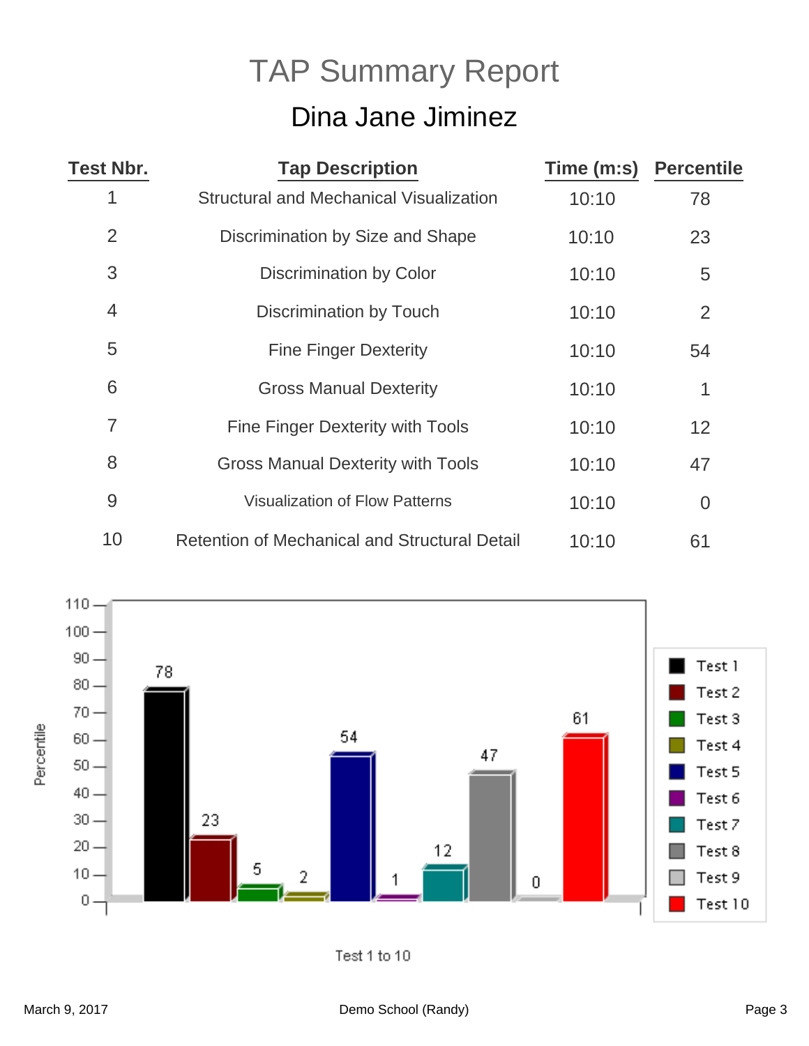# TAP Summary Report

## Dina Jane Jiminez

| Test Nbr. | Tap Description | Time (m:s) | Percentile |
|---|---|---|---|
| 1 | Structural and Mechanical Visualization | 10:10 | 78 |
| 2 | Discrimination by Size and Shape | 10:10 | 23 |
| 3 | Discrimination by Color | 10:10 | 5 |
| 4 | Discrimination by Touch | 10:10 | 2 |
| 5 | Fine Finger Dexterity | 10:10 | 54 |
| 6 | Gross Manual Dexterity | 10:10 | 1 |
| 7 | Fine Finger Dexterity with Tools | 10:10 | 12 |
| 8 | Gross Manual Dexterity with Tools | 10:10 | 47 |
| 9 | Visualization of Flow Patterns | 10:10 | 0 |
| 10 | Retention of Mechanical and Structural Detail | 10:10 | 61 |

| Test | Percentile |
|---|---|
| Test 1 | 78 |
| Test 2 | 23 |
| Test 3 | 5 |
| Test 4 | 2 |
| Test 5 | 54 |
| Test 6 | 1 |
| Test 7 | 12 |
| Test 8 | 47 |
| Test 9 | 0 |
| Test 10 | 61 |

Test 1 to 10

March 9, 2017 — Demo School (Randy)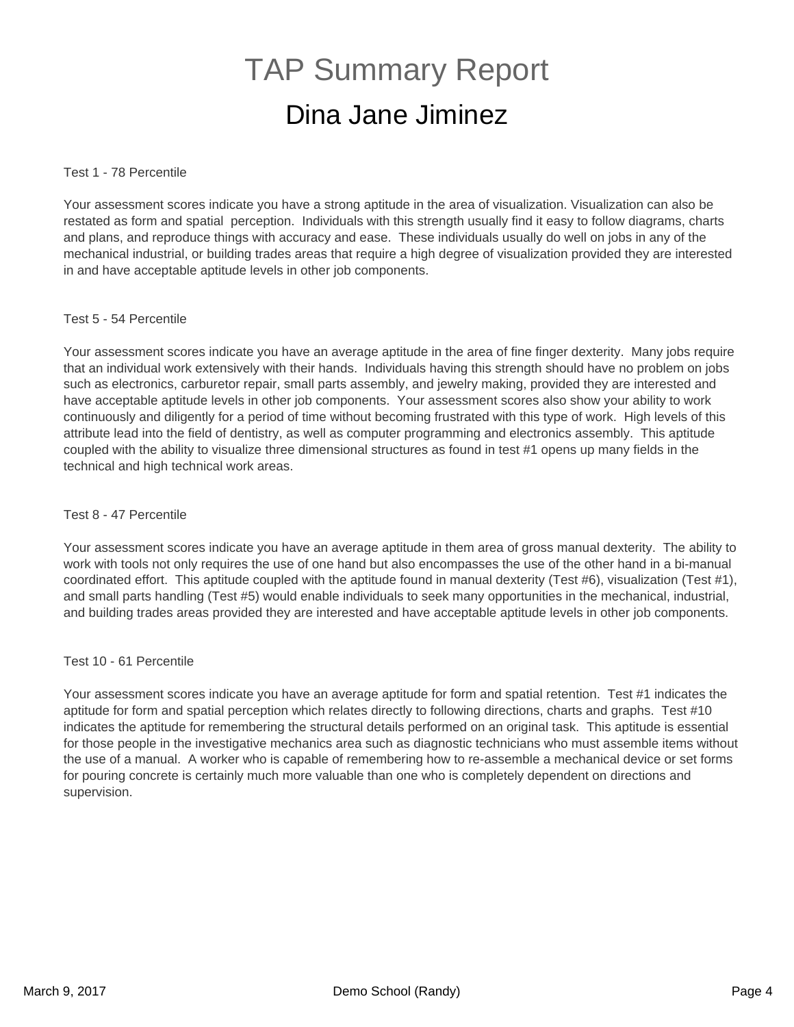# TAP Summary Report

## Dina Jane Jiminez

Test 1 - 78 Percentile

Your assessment scores indicate you have a strong aptitude in the area of visualization. Visualization can also be restated as form and spatial perception. Individuals with this strength usually find it easy to follow diagrams, charts and plans, and reproduce things with accuracy and ease. These individuals usually do well on jobs in any of the mechanical industrial, or building trades areas that require a high degree of visualization provided they are interested in and have acceptable aptitude levels in other job components.

Test 5 - 54 Percentile

Your assessment scores indicate you have an average aptitude in the area of fine finger dexterity. Many jobs require that an individual work extensively with their hands. Individuals having this strength should have no problem on jobs such as electronics, carburetor repair, small parts assembly, and jewelry making, provided they are interested and have acceptable aptitude levels in other job components. Your assessment scores also show your ability to work continuously and diligently for a period of time without becoming frustrated with this type of work. High levels of this attribute lead into the field of dentistry, as well as computer programming and electronics assembly. This aptitude coupled with the ability to visualize three dimensional structures as found in test #1 opens up many fields in the technical and high technical work areas.

Test 8 - 47 Percentile

Your assessment scores indicate you have an average aptitude in them area of gross manual dexterity. The ability to work with tools not only requires the use of one hand but also encompasses the use of the other hand in a bi-manual coordinated effort. This aptitude coupled with the aptitude found in manual dexterity (Test #6), visualization (Test #1), and small parts handling (Test #5) would enable individuals to seek many opportunities in the mechanical, industrial, and building trades areas provided they are interested and have acceptable aptitude levels in other job components.

Test 10 - 61 Percentile

Your assessment scores indicate you have an average aptitude for form and spatial retention. Test #1 indicates the aptitude for form and spatial perception which relates directly to following directions, charts and graphs. Test #10 indicates the aptitude for remembering the structural details performed on an original task. This aptitude is essential for those people in the investigative mechanics area such as diagnostic technicians who must assemble items without the use of a manual. A worker who is capable of remembering how to re-assemble a mechanical device or set forms for pouring concrete is certainly much more valuable than one who is completely dependent on directions and supervision.